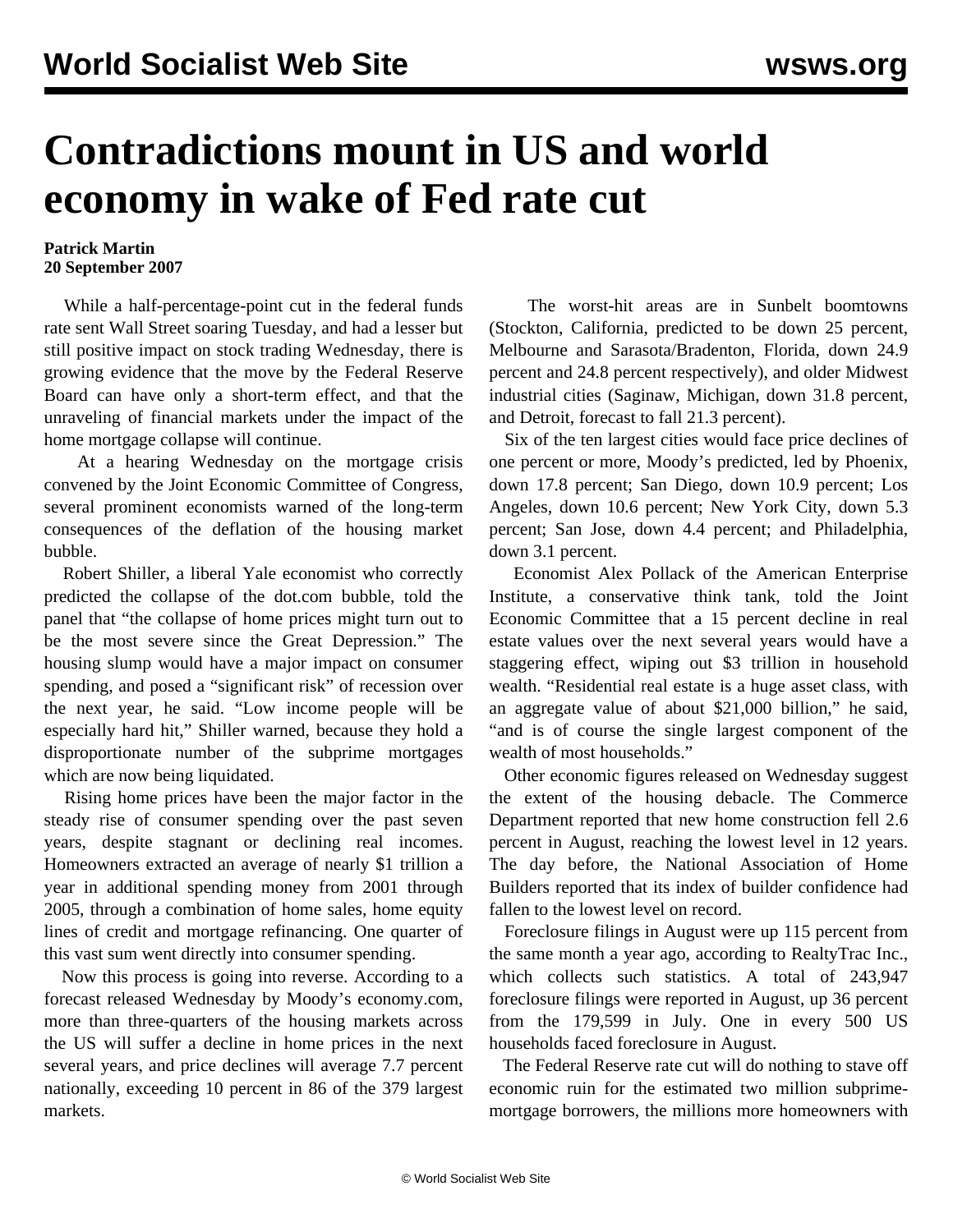# Contradictions mount in US and world economy in wake of Fed rate cut

**Patrick Martin**
**20 September 2007**

While a half-percentage-point cut in the federal funds rate sent Wall Street soaring Tuesday, and had a lesser but still positive impact on stock trading Wednesday, there is growing evidence that the move by the Federal Reserve Board can have only a short-term effect, and that the unraveling of financial markets under the impact of the home mortgage collapse will continue.

At a hearing Wednesday on the mortgage crisis convened by the Joint Economic Committee of Congress, several prominent economists warned of the long-term consequences of the deflation of the housing market bubble.

Robert Shiller, a liberal Yale economist who correctly predicted the collapse of the dot.com bubble, told the panel that "the collapse of home prices might turn out to be the most severe since the Great Depression." The housing slump would have a major impact on consumer spending, and posed a "significant risk" of recession over the next year, he said. "Low income people will be especially hard hit," Shiller warned, because they hold a disproportionate number of the subprime mortgages which are now being liquidated.

Rising home prices have been the major factor in the steady rise of consumer spending over the past seven years, despite stagnant or declining real incomes. Homeowners extracted an average of nearly $1 trillion a year in additional spending money from 2001 through 2005, through a combination of home sales, home equity lines of credit and mortgage refinancing. One quarter of this vast sum went directly into consumer spending.

Now this process is going into reverse. According to a forecast released Wednesday by Moody's economy.com, more than three-quarters of the housing markets across the US will suffer a decline in home prices in the next several years, and price declines will average 7.7 percent nationally, exceeding 10 percent in 86 of the 379 largest markets.

The worst-hit areas are in Sunbelt boomtowns (Stockton, California, predicted to be down 25 percent, Melbourne and Sarasota/Bradenton, Florida, down 24.9 percent and 24.8 percent respectively), and older Midwest industrial cities (Saginaw, Michigan, down 31.8 percent, and Detroit, forecast to fall 21.3 percent).

Six of the ten largest cities would face price declines of one percent or more, Moody's predicted, led by Phoenix, down 17.8 percent; San Diego, down 10.9 percent; Los Angeles, down 10.6 percent; New York City, down 5.3 percent; San Jose, down 4.4 percent; and Philadelphia, down 3.1 percent.

Economist Alex Pollack of the American Enterprise Institute, a conservative think tank, told the Joint Economic Committee that a 15 percent decline in real estate values over the next several years would have a staggering effect, wiping out $3 trillion in household wealth. "Residential real estate is a huge asset class, with an aggregate value of about $21,000 billion," he said, "and is of course the single largest component of the wealth of most households."

Other economic figures released on Wednesday suggest the extent of the housing debacle. The Commerce Department reported that new home construction fell 2.6 percent in August, reaching the lowest level in 12 years. The day before, the National Association of Home Builders reported that its index of builder confidence had fallen to the lowest level on record.

Foreclosure filings in August were up 115 percent from the same month a year ago, according to RealtyTrac Inc., which collects such statistics. A total of 243,947 foreclosure filings were reported in August, up 36 percent from the 179,599 in July. One in every 500 US households faced foreclosure in August.

The Federal Reserve rate cut will do nothing to stave off economic ruin for the estimated two million subprime-mortgage borrowers, the millions more homeowners with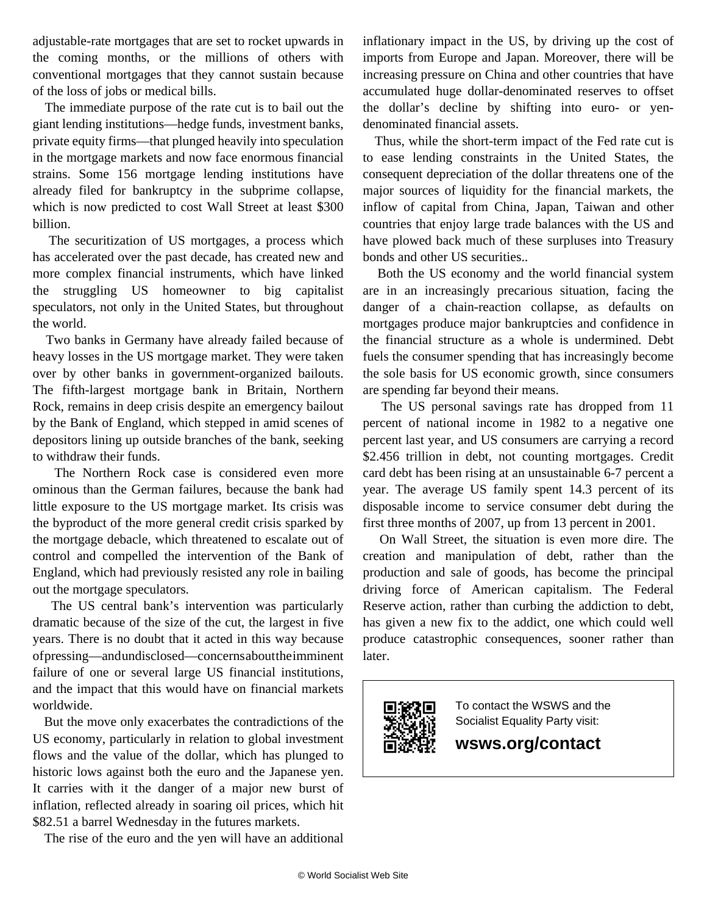adjustable-rate mortgages that are set to rocket upwards in the coming months, or the millions of others with conventional mortgages that they cannot sustain because of the loss of jobs or medical bills.

The immediate purpose of the rate cut is to bail out the giant lending institutions—hedge funds, investment banks, private equity firms—that plunged heavily into speculation in the mortgage markets and now face enormous financial strains. Some 156 mortgage lending institutions have already filed for bankruptcy in the subprime collapse, which is now predicted to cost Wall Street at least $300 billion.

The securitization of US mortgages, a process which has accelerated over the past decade, has created new and more complex financial instruments, which have linked the struggling US homeowner to big capitalist speculators, not only in the United States, but throughout the world.

Two banks in Germany have already failed because of heavy losses in the US mortgage market. They were taken over by other banks in government-organized bailouts. The fifth-largest mortgage bank in Britain, Northern Rock, remains in deep crisis despite an emergency bailout by the Bank of England, which stepped in amid scenes of depositors lining up outside branches of the bank, seeking to withdraw their funds.

The Northern Rock case is considered even more ominous than the German failures, because the bank had little exposure to the US mortgage market. Its crisis was the byproduct of the more general credit crisis sparked by the mortgage debacle, which threatened to escalate out of control and compelled the intervention of the Bank of England, which had previously resisted any role in bailing out the mortgage speculators.

The US central bank's intervention was particularly dramatic because of the size of the cut, the largest in five years. There is no doubt that it acted in this way because of pressing—and undisclosed—concerns about the imminent failure of one or several large US financial institutions, and the impact that this would have on financial markets worldwide.

But the move only exacerbates the contradictions of the US economy, particularly in relation to global investment flows and the value of the dollar, which has plunged to historic lows against both the euro and the Japanese yen. It carries with it the danger of a major new burst of inflation, reflected already in soaring oil prices, which hit $82.51 a barrel Wednesday in the futures markets.

The rise of the euro and the yen will have an additional inflationary impact in the US, by driving up the cost of imports from Europe and Japan. Moreover, there will be increasing pressure on China and other countries that have accumulated huge dollar-denominated reserves to offset the dollar's decline by shifting into euro- or yen-denominated financial assets.

Thus, while the short-term impact of the Fed rate cut is to ease lending constraints in the United States, the consequent depreciation of the dollar threatens one of the major sources of liquidity for the financial markets, the inflow of capital from China, Japan, Taiwan and other countries that enjoy large trade balances with the US and have plowed back much of these surpluses into Treasury bonds and other US securities..

Both the US economy and the world financial system are in an increasingly precarious situation, facing the danger of a chain-reaction collapse, as defaults on mortgages produce major bankruptcies and confidence in the financial structure as a whole is undermined. Debt fuels the consumer spending that has increasingly become the sole basis for US economic growth, since consumers are spending far beyond their means.

The US personal savings rate has dropped from 11 percent of national income in 1982 to a negative one percent last year, and US consumers are carrying a record $2.456 trillion in debt, not counting mortgages. Credit card debt has been rising at an unsustainable 6-7 percent a year. The average US family spent 14.3 percent of its disposable income to service consumer debt during the first three months of 2007, up from 13 percent in 2001.

On Wall Street, the situation is even more dire. The creation and manipulation of debt, rather than the production and sale of goods, has become the principal driving force of American capitalism. The Federal Reserve action, rather than curbing the addiction to debt, has given a new fix to the addict, one which could well produce catastrophic consequences, sooner rather than later.

To contact the WSWS and the Socialist Equality Party visit:

**wsws.org/contact**